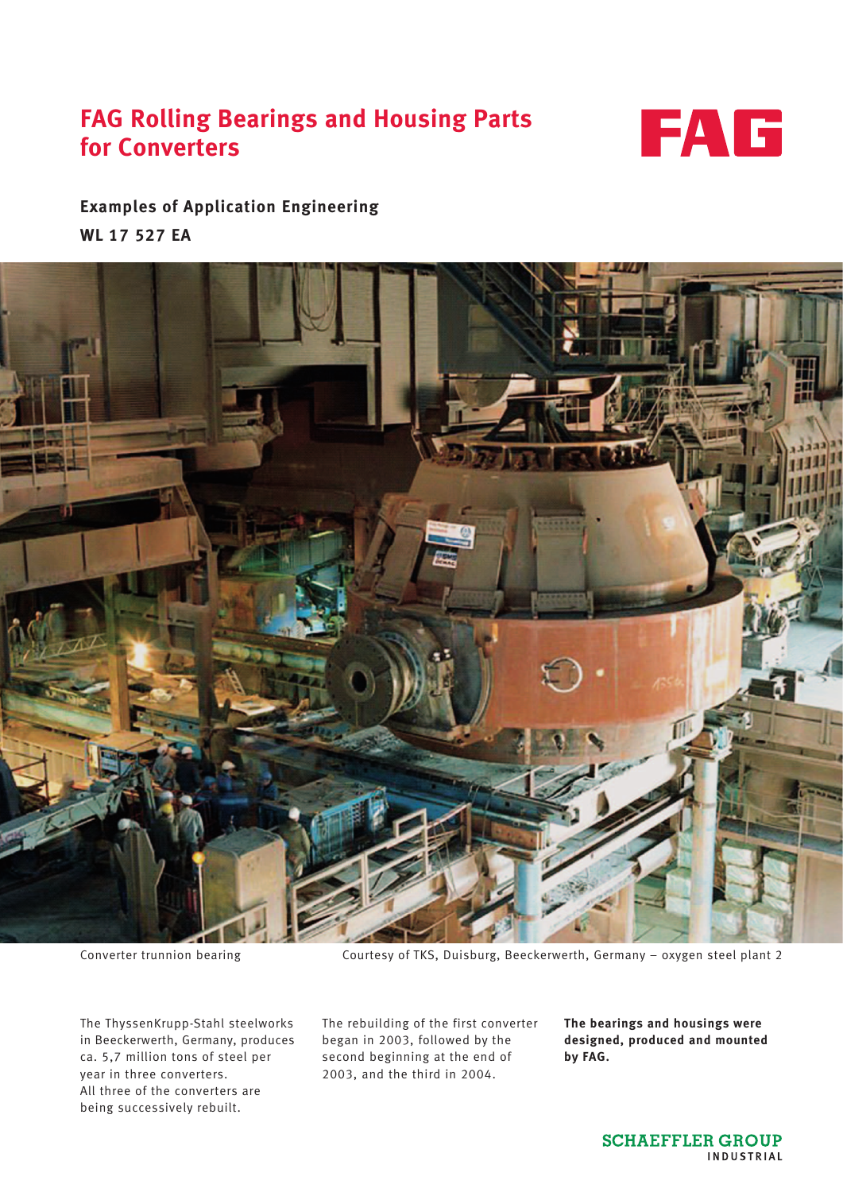# FAG Rolling Bearings and Housing Parts for Converters

FAG

**Examples of Application Engineering**

**WL 17 527 EA**

Converter trunnion bearing

Courtesy of TKS, Duisburg, Beeckerwerth, Germany – oxygen steel plant 2

The ThyssenKrupp-Stahl steelworks in Beeckerwerth, Germany, produces ca. 5,7 million tons of steel per year in three converters. All three of the converters are being successively rebuilt.

The rebuilding of the first converter began in 2003, followed by the second beginning at the end of 2003, and the third in 2004.

**The bearings and housings were designed, produced and mounted by FAG.**

SCHAEFFLER GROUP INDUSTRIAL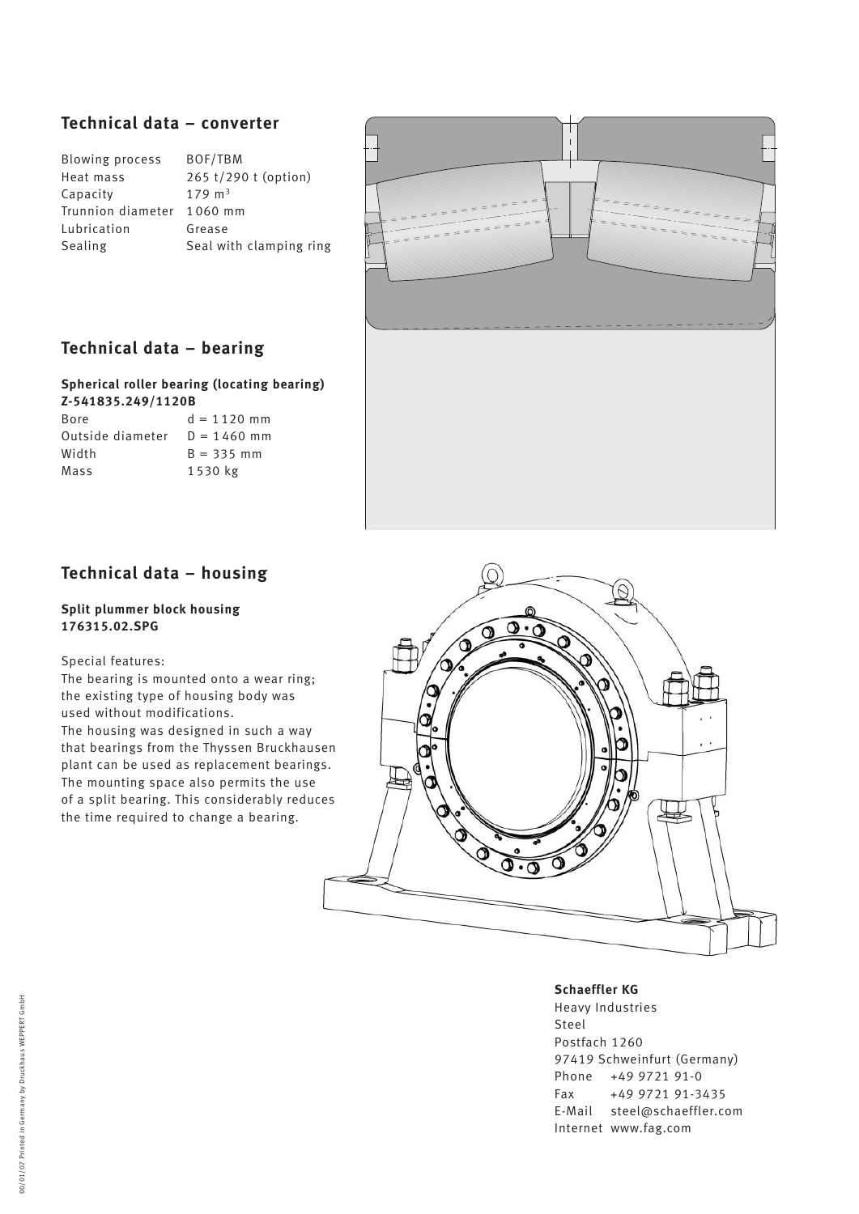## Technical data – converter

| | |
|---|---|
| Blowing process | BOF/TBM |
| Heat mass | 265 t/290 t (option) |
| Capacity | 179 m³ |
| Trunnion diameter | 1 060 mm |
| Lubrication | Grease |
| Sealing | Seal with clamping ring |

## Technical data – bearing

**Spherical roller bearing (locating bearing)**
**Z-541835.249/1120B**

| | |
|---|---|
| Bore | d = 1 120 mm |
| Outside diameter | D = 1 460 mm |
| Width | B = 335 mm |
| Mass | 1 530 kg |

## Technical data – housing

**Split plummer block housing**
**176315.02.SPG**

Special features:
The bearing is mounted onto a wear ring; the existing type of housing body was used without modifications.
The housing was designed in such a way that bearings from the Thyssen Bruckhausen plant can be used as replacement bearings. The mounting space also permits the use of a split bearing. This considerably reduces the time required to change a bearing.

**Schaeffler KG**
Heavy Industries
Steel
Postfach 1260
97419 Schweinfurt (Germany)
Phone +49 9721 91-0
Fax +49 9721 91-3435
E-Mail steel@schaeffler.com
Internet www.fag.com

00/01/07 Printed in Germany by Druckhaus WEPPERT GmbH